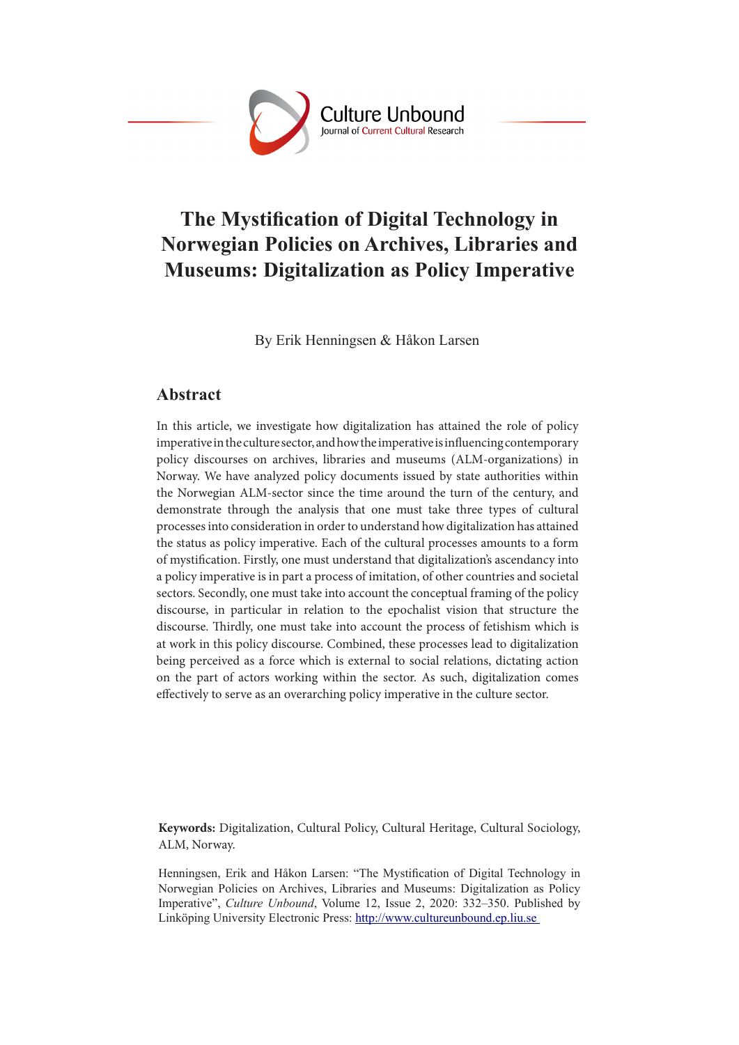# The Mystification of Digital Technology in Norwegian Policies on Archives, Libraries and Museums: Digitalization as Policy Imperative

By Erik Henningsen & Håkon Larsen

## Abstract

In this article, we investigate how digitalization has attained the role of policy imperative in the culture sector, and how the imperative is influencing contemporary policy discourses on archives, libraries and museums (ALM-organizations) in Norway. We have analyzed policy documents issued by state authorities within the Norwegian ALM-sector since the time around the turn of the century, and demonstrate through the analysis that one must take three types of cultural processes into consideration in order to understand how digitalization has attained the status as policy imperative. Each of the cultural processes amounts to a form of mystification. Firstly, one must understand that digitalization's ascendancy into a policy imperative is in part a process of imitation, of other countries and societal sectors. Secondly, one must take into account the conceptual framing of the policy discourse, in particular in relation to the epochalist vision that structure the discourse. Thirdly, one must take into account the process of fetishism which is at work in this policy discourse. Combined, these processes lead to digitalization being perceived as a force which is external to social relations, dictating action on the part of actors working within the sector. As such, digitalization comes effectively to serve as an overarching policy imperative in the culture sector.

**Keywords:** Digitalization, Cultural Policy, Cultural Heritage, Cultural Sociology, ALM, Norway.

Henningsen, Erik and Håkon Larsen: "The Mystification of Digital Technology in Norwegian Policies on Archives, Libraries and Museums: Digitalization as Policy Imperative", *Culture Unbound*, Volume 12, Issue 2, 2020: 332–350. Published by Linköping University Electronic Press: http://www.cultureunbound.ep.liu.se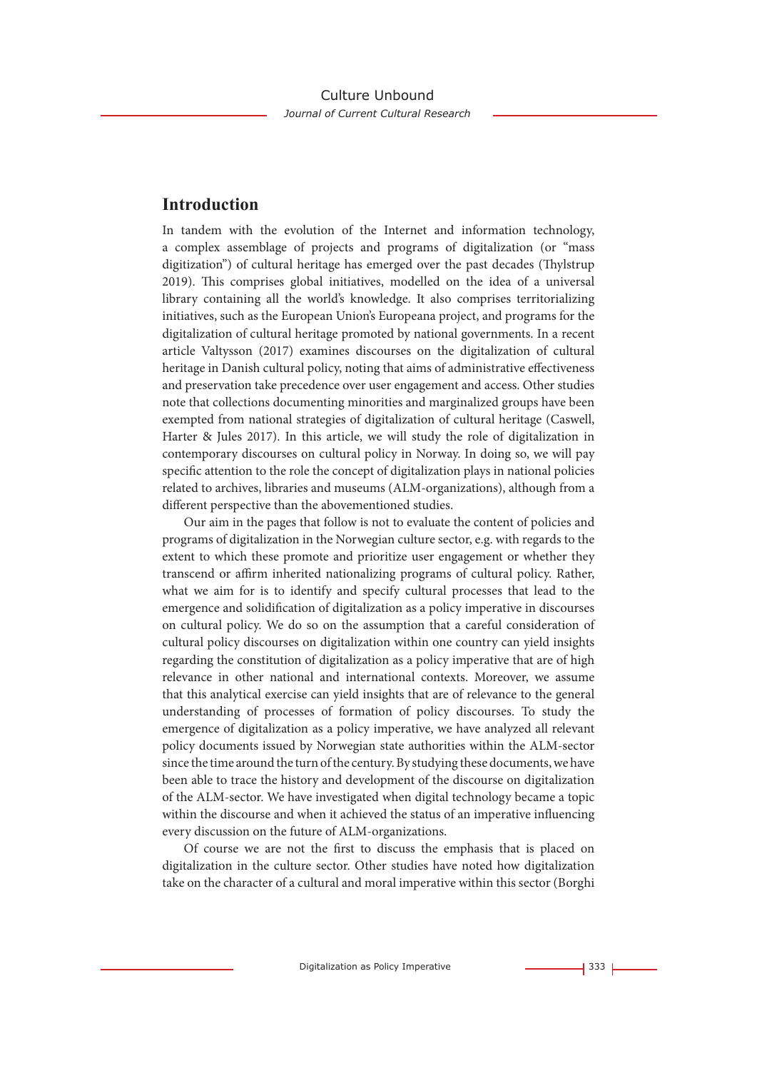## Introduction

In tandem with the evolution of the Internet and information technology, a complex assemblage of projects and programs of digitalization (or "mass digitization") of cultural heritage has emerged over the past decades (Thylstrup 2019). This comprises global initiatives, modelled on the idea of a universal library containing all the world's knowledge. It also comprises territorializing initiatives, such as the European Union's Europeana project, and programs for the digitalization of cultural heritage promoted by national governments. In a recent article Valtysson (2017) examines discourses on the digitalization of cultural heritage in Danish cultural policy, noting that aims of administrative effectiveness and preservation take precedence over user engagement and access. Other studies note that collections documenting minorities and marginalized groups have been exempted from national strategies of digitalization of cultural heritage (Caswell, Harter & Jules 2017). In this article, we will study the role of digitalization in contemporary discourses on cultural policy in Norway. In doing so, we will pay specific attention to the role the concept of digitalization plays in national policies related to archives, libraries and museums (ALM-organizations), although from a different perspective than the abovementioned studies.

Our aim in the pages that follow is not to evaluate the content of policies and programs of digitalization in the Norwegian culture sector, e.g. with regards to the extent to which these promote and prioritize user engagement or whether they transcend or affirm inherited nationalizing programs of cultural policy. Rather, what we aim for is to identify and specify cultural processes that lead to the emergence and solidification of digitalization as a policy imperative in discourses on cultural policy. We do so on the assumption that a careful consideration of cultural policy discourses on digitalization within one country can yield insights regarding the constitution of digitalization as a policy imperative that are of high relevance in other national and international contexts. Moreover, we assume that this analytical exercise can yield insights that are of relevance to the general understanding of processes of formation of policy discourses. To study the emergence of digitalization as a policy imperative, we have analyzed all relevant policy documents issued by Norwegian state authorities within the ALM-sector since the time around the turn of the century. By studying these documents, we have been able to trace the history and development of the discourse on digitalization of the ALM-sector. We have investigated when digital technology became a topic within the discourse and when it achieved the status of an imperative influencing every discussion on the future of ALM-organizations.

Of course we are not the first to discuss the emphasis that is placed on digitalization in the culture sector. Other studies have noted how digitalization take on the character of a cultural and moral imperative within this sector (Borghi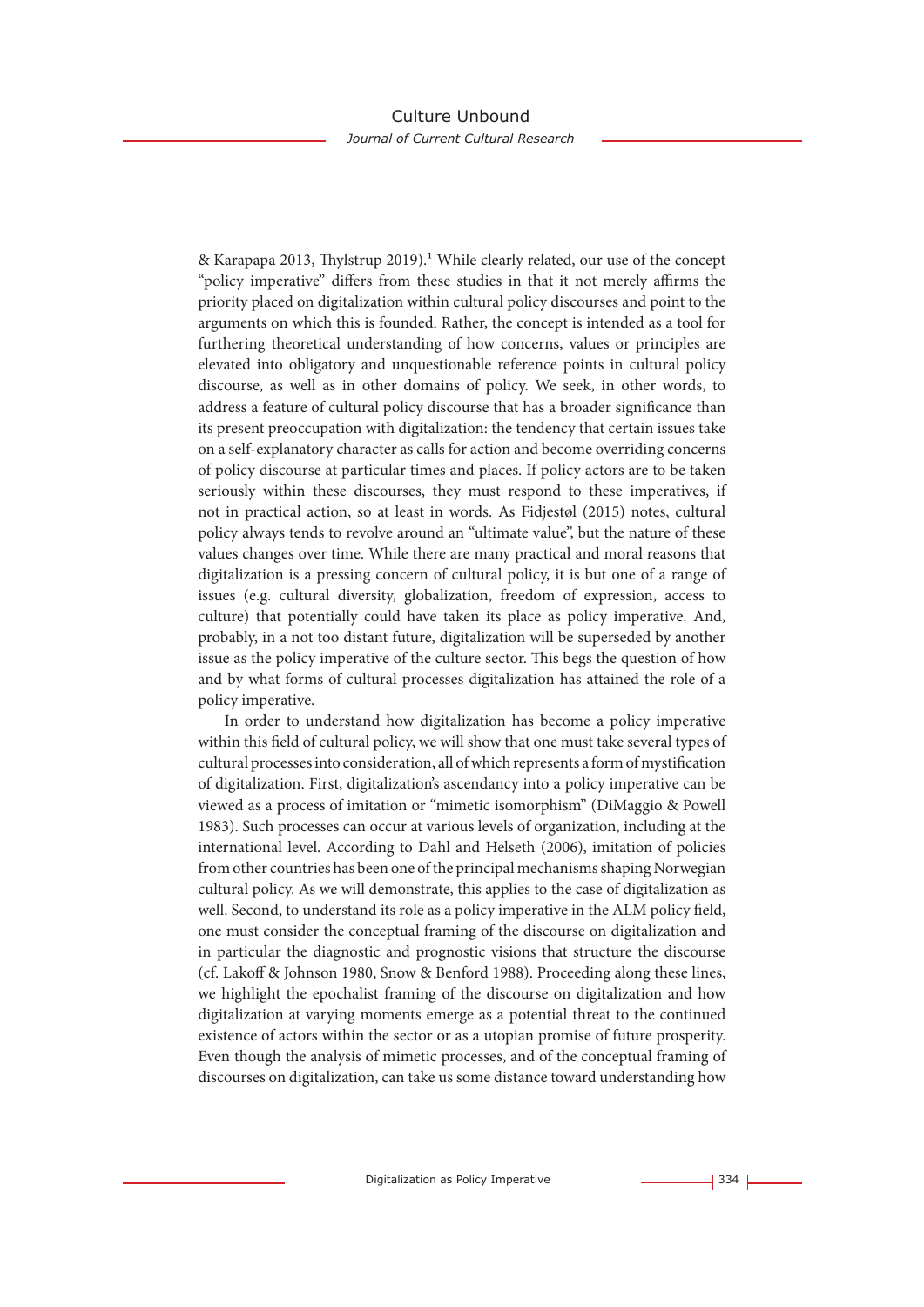& Karapapa 2013, Thylstrup 2019).[1] While clearly related, our use of the concept "policy imperative" differs from these studies in that it not merely affirms the priority placed on digitalization within cultural policy discourses and point to the arguments on which this is founded. Rather, the concept is intended as a tool for furthering theoretical understanding of how concerns, values or principles are elevated into obligatory and unquestionable reference points in cultural policy discourse, as well as in other domains of policy. We seek, in other words, to address a feature of cultural policy discourse that has a broader significance than its present preoccupation with digitalization: the tendency that certain issues take on a self-explanatory character as calls for action and become overriding concerns of policy discourse at particular times and places. If policy actors are to be taken seriously within these discourses, they must respond to these imperatives, if not in practical action, so at least in words. As Fidjestøl (2015) notes, cultural policy always tends to revolve around an "ultimate value", but the nature of these values changes over time. While there are many practical and moral reasons that digitalization is a pressing concern of cultural policy, it is but one of a range of issues (e.g. cultural diversity, globalization, freedom of expression, access to culture) that potentially could have taken its place as policy imperative. And, probably, in a not too distant future, digitalization will be superseded by another issue as the policy imperative of the culture sector. This begs the question of how and by what forms of cultural processes digitalization has attained the role of a policy imperative.

In order to understand how digitalization has become a policy imperative within this field of cultural policy, we will show that one must take several types of cultural processes into consideration, all of which represents a form of mystification of digitalization. First, digitalization's ascendancy into a policy imperative can be viewed as a process of imitation or "mimetic isomorphism" (DiMaggio & Powell 1983). Such processes can occur at various levels of organization, including at the international level. According to Dahl and Helseth (2006), imitation of policies from other countries has been one of the principal mechanisms shaping Norwegian cultural policy. As we will demonstrate, this applies to the case of digitalization as well. Second, to understand its role as a policy imperative in the ALM policy field, one must consider the conceptual framing of the discourse on digitalization and in particular the diagnostic and prognostic visions that structure the discourse (cf. Lakoff & Johnson 1980, Snow & Benford 1988). Proceeding along these lines, we highlight the epochalist framing of the discourse on digitalization and how digitalization at varying moments emerge as a potential threat to the continued existence of actors within the sector or as a utopian promise of future prosperity. Even though the analysis of mimetic processes, and of the conceptual framing of discourses on digitalization, can take us some distance toward understanding how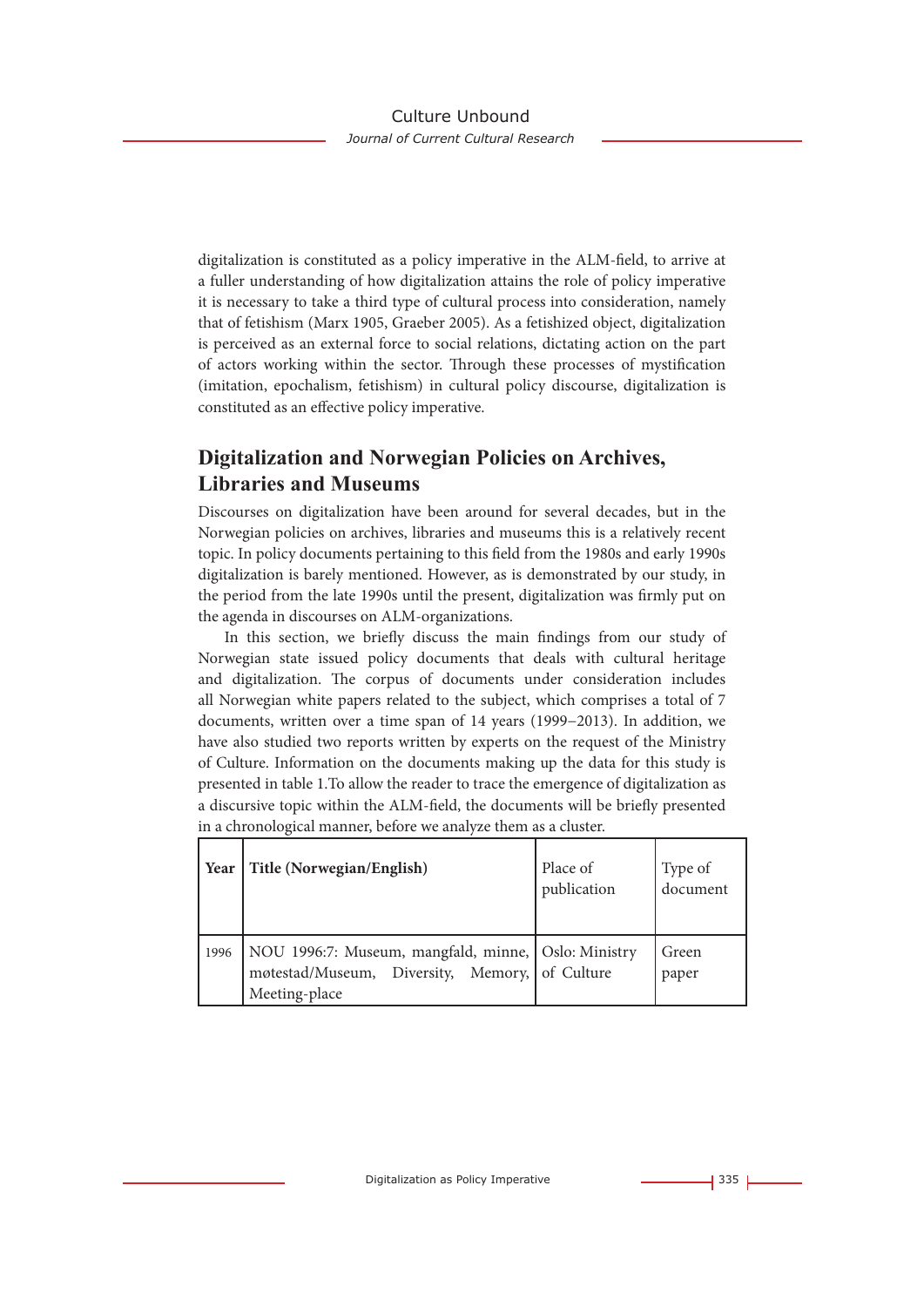digitalization is constituted as a policy imperative in the ALM-field, to arrive at a fuller understanding of how digitalization attains the role of policy imperative it is necessary to take a third type of cultural process into consideration, namely that of fetishism (Marx 1905, Graeber 2005). As a fetishized object, digitalization is perceived as an external force to social relations, dictating action on the part of actors working within the sector. Through these processes of mystification (imitation, epochalism, fetishism) in cultural policy discourse, digitalization is constituted as an effective policy imperative.

## Digitalization and Norwegian Policies on Archives, Libraries and Museums

Discourses on digitalization have been around for several decades, but in the Norwegian policies on archives, libraries and museums this is a relatively recent topic. In policy documents pertaining to this field from the 1980s and early 1990s digitalization is barely mentioned. However, as is demonstrated by our study, in the period from the late 1990s until the present, digitalization was firmly put on the agenda in discourses on ALM-organizations.

In this section, we briefly discuss the main findings from our study of Norwegian state issued policy documents that deals with cultural heritage and digitalization. The corpus of documents under consideration includes all Norwegian white papers related to the subject, which comprises a total of 7 documents, written over a time span of 14 years (1999–2013). In addition, we have also studied two reports written by experts on the request of the Ministry of Culture. Information on the documents making up the data for this study is presented in table 1.To allow the reader to trace the emergence of digitalization as a discursive topic within the ALM-field, the documents will be briefly presented in a chronological manner, before we analyze them as a cluster.

| **Year** | **Title (Norwegian/English)** | Place of publication | Type of document |
|---|---|---|---|
| 1996 | NOU 1996:7: Museum, mangfald, minne, møtestad/Museum, Diversity, Memory, Meeting-place | Oslo: Ministry of Culture | Green paper |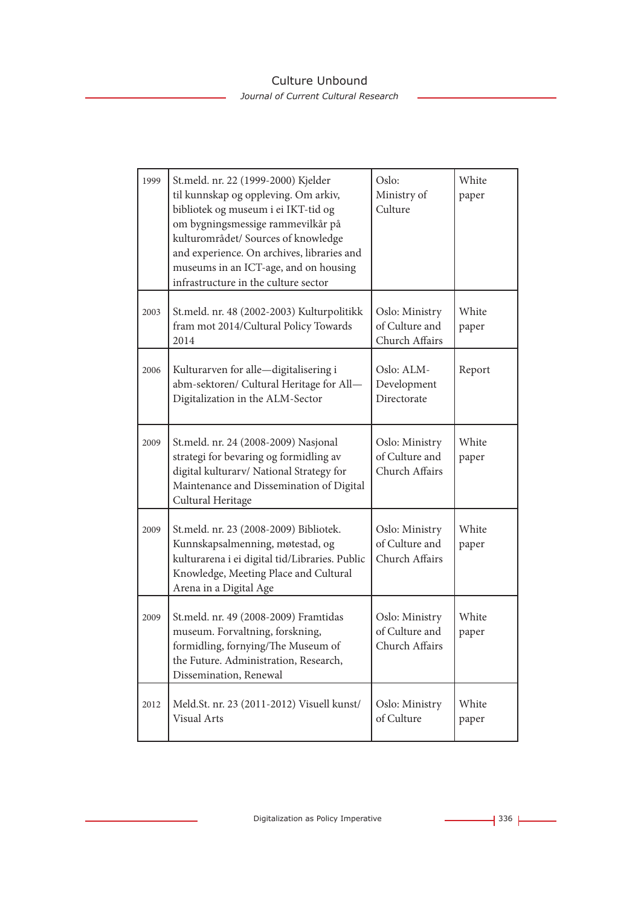| | | | |
|---|---|---|---|
| 1999 | St.meld. nr. 22 (1999-2000) Kjelder til kunnskap og oppleving. Om arkiv, bibliotek og museum i ei IKT-tid og om bygningsmessige rammevilkår på kulturområdet/ Sources of knowledge and experience. On archives, libraries and museums in an ICT-age, and on housing infrastructure in the culture sector | Oslo: Ministry of Culture | White paper |
| 2003 | St.meld. nr. 48 (2002-2003) Kulturpolitikk fram mot 2014/Cultural Policy Towards 2014 | Oslo: Ministry of Culture and Church Affairs | White paper |
| 2006 | Kulturarven for alle—digitalisering i abm-sektoren/ Cultural Heritage for All—Digitalization in the ALM-Sector | Oslo: ALM-Development Directorate | Report |
| 2009 | St.meld. nr. 24 (2008-2009) Nasjonal strategi for bevaring og formidling av digital kulturarv/ National Strategy for Maintenance and Dissemination of Digital Cultural Heritage | Oslo: Ministry of Culture and Church Affairs | White paper |
| 2009 | St.meld. nr. 23 (2008-2009) Bibliotek. Kunnskapsalmenning, møtestad, og kulturarena i ei digital tid/Libraries. Public Knowledge, Meeting Place and Cultural Arena in a Digital Age | Oslo: Ministry of Culture and Church Affairs | White paper |
| 2009 | St.meld. nr. 49 (2008-2009) Framtidas museum. Forvaltning, forskning, formidling, fornying/The Museum of the Future. Administration, Research, Dissemination, Renewal | Oslo: Ministry of Culture and Church Affairs | White paper |
| 2012 | Meld.St. nr. 23 (2011-2012) Visuell kunst/ Visual Arts | Oslo: Ministry of Culture | White paper |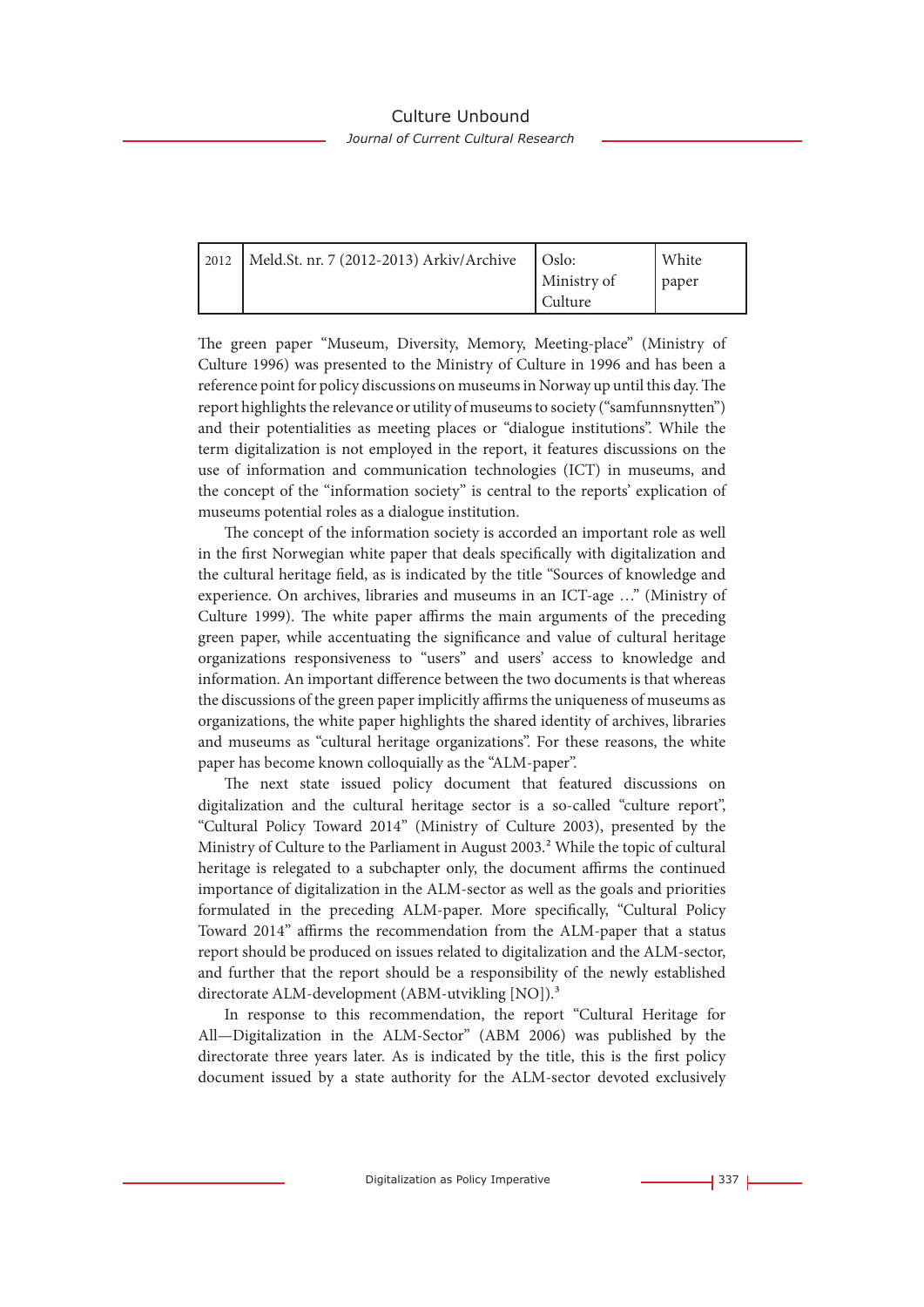| 2012 | Meld.St. nr. 7 (2012-2013) Arkiv/Archive | Oslo: Ministry of Culture | White paper |
|---|---|---|---|

The green paper "Museum, Diversity, Memory, Meeting-place" (Ministry of Culture 1996) was presented to the Ministry of Culture in 1996 and has been a reference point for policy discussions on museums in Norway up until this day. The report highlights the relevance or utility of museums to society ("samfunnsnytten") and their potentialities as meeting places or "dialogue institutions". While the term digitalization is not employed in the report, it features discussions on the use of information and communication technologies (ICT) in museums, and the concept of the "information society" is central to the reports' explication of museums potential roles as a dialogue institution.

The concept of the information society is accorded an important role as well in the first Norwegian white paper that deals specifically with digitalization and the cultural heritage field, as is indicated by the title "Sources of knowledge and experience. On archives, libraries and museums in an ICT-age …" (Ministry of Culture 1999). The white paper affirms the main arguments of the preceding green paper, while accentuating the significance and value of cultural heritage organizations responsiveness to "users" and users' access to knowledge and information. An important difference between the two documents is that whereas the discussions of the green paper implicitly affirms the uniqueness of museums as organizations, the white paper highlights the shared identity of archives, libraries and museums as "cultural heritage organizations". For these reasons, the white paper has become known colloquially as the "ALM-paper".

The next state issued policy document that featured discussions on digitalization and the cultural heritage sector is a so-called "culture report", "Cultural Policy Toward 2014" (Ministry of Culture 2003), presented by the Ministry of Culture to the Parliament in August 2003.[2] While the topic of cultural heritage is relegated to a subchapter only, the document affirms the continued importance of digitalization in the ALM-sector as well as the goals and priorities formulated in the preceding ALM-paper. More specifically, "Cultural Policy Toward 2014" affirms the recommendation from the ALM-paper that a status report should be produced on issues related to digitalization and the ALM-sector, and further that the report should be a responsibility of the newly established directorate ALM-development (ABM-utvikling [NO]).[3]

In response to this recommendation, the report "Cultural Heritage for All—Digitalization in the ALM-Sector" (ABM 2006) was published by the directorate three years later. As is indicated by the title, this is the first policy document issued by a state authority for the ALM-sector devoted exclusively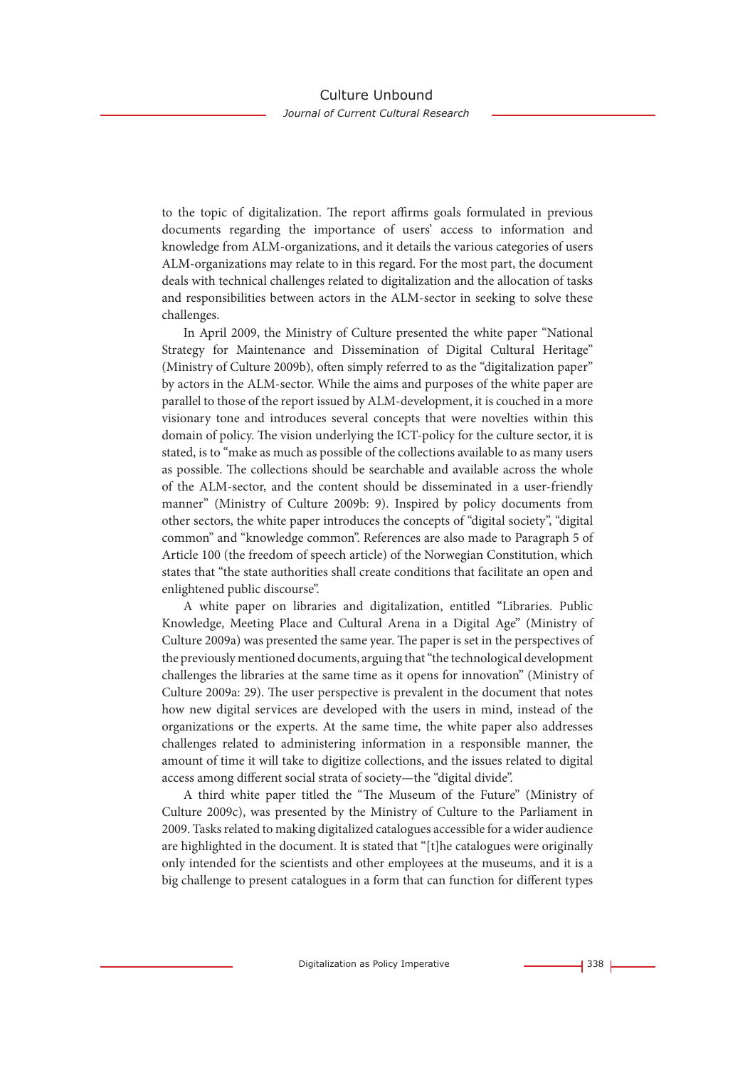to the topic of digitalization. The report affirms goals formulated in previous documents regarding the importance of users' access to information and knowledge from ALM-organizations, and it details the various categories of users ALM-organizations may relate to in this regard. For the most part, the document deals with technical challenges related to digitalization and the allocation of tasks and responsibilities between actors in the ALM-sector in seeking to solve these challenges.

In April 2009, the Ministry of Culture presented the white paper "National Strategy for Maintenance and Dissemination of Digital Cultural Heritage" (Ministry of Culture 2009b), often simply referred to as the "digitalization paper" by actors in the ALM-sector. While the aims and purposes of the white paper are parallel to those of the report issued by ALM-development, it is couched in a more visionary tone and introduces several concepts that were novelties within this domain of policy. The vision underlying the ICT-policy for the culture sector, it is stated, is to "make as much as possible of the collections available to as many users as possible. The collections should be searchable and available across the whole of the ALM-sector, and the content should be disseminated in a user-friendly manner" (Ministry of Culture 2009b: 9). Inspired by policy documents from other sectors, the white paper introduces the concepts of "digital society", "digital common" and "knowledge common". References are also made to Paragraph 5 of Article 100 (the freedom of speech article) of the Norwegian Constitution, which states that "the state authorities shall create conditions that facilitate an open and enlightened public discourse".

A white paper on libraries and digitalization, entitled "Libraries. Public Knowledge, Meeting Place and Cultural Arena in a Digital Age" (Ministry of Culture 2009a) was presented the same year. The paper is set in the perspectives of the previously mentioned documents, arguing that "the technological development challenges the libraries at the same time as it opens for innovation" (Ministry of Culture 2009a: 29). The user perspective is prevalent in the document that notes how new digital services are developed with the users in mind, instead of the organizations or the experts. At the same time, the white paper also addresses challenges related to administering information in a responsible manner, the amount of time it will take to digitize collections, and the issues related to digital access among different social strata of society—the "digital divide".

A third white paper titled the "The Museum of the Future" (Ministry of Culture 2009c), was presented by the Ministry of Culture to the Parliament in 2009. Tasks related to making digitalized catalogues accessible for a wider audience are highlighted in the document. It is stated that "[t]he catalogues were originally only intended for the scientists and other employees at the museums, and it is a big challenge to present catalogues in a form that can function for different types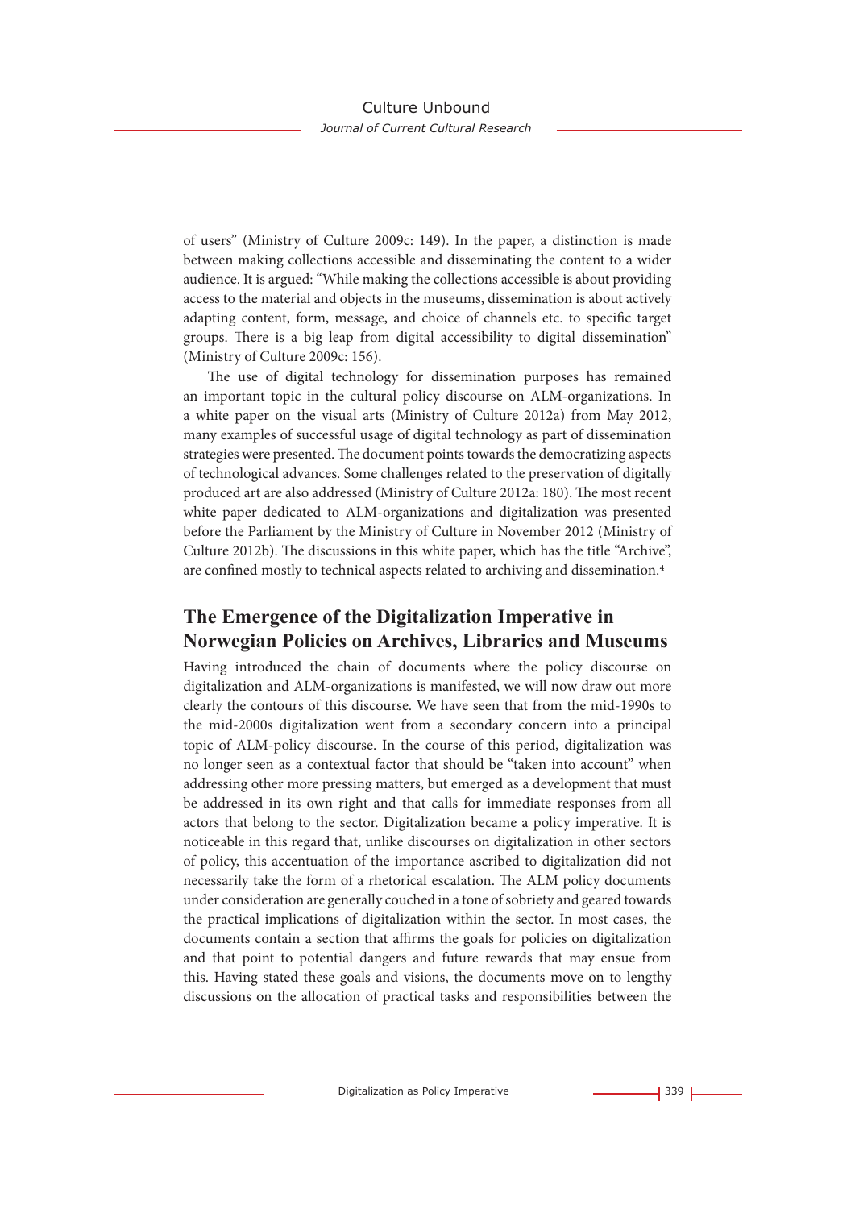of users" (Ministry of Culture 2009c: 149). In the paper, a distinction is made between making collections accessible and disseminating the content to a wider audience. It is argued: "While making the collections accessible is about providing access to the material and objects in the museums, dissemination is about actively adapting content, form, message, and choice of channels etc. to specific target groups. There is a big leap from digital accessibility to digital dissemination" (Ministry of Culture 2009c: 156).

The use of digital technology for dissemination purposes has remained an important topic in the cultural policy discourse on ALM-organizations. In a white paper on the visual arts (Ministry of Culture 2012a) from May 2012, many examples of successful usage of digital technology as part of dissemination strategies were presented. The document points towards the democratizing aspects of technological advances. Some challenges related to the preservation of digitally produced art are also addressed (Ministry of Culture 2012a: 180). The most recent white paper dedicated to ALM-organizations and digitalization was presented before the Parliament by the Ministry of Culture in November 2012 (Ministry of Culture 2012b). The discussions in this white paper, which has the title "Archive", are confined mostly to technical aspects related to archiving and dissemination.[4]

## The Emergence of the Digitalization Imperative in Norwegian Policies on Archives, Libraries and Museums

Having introduced the chain of documents where the policy discourse on digitalization and ALM-organizations is manifested, we will now draw out more clearly the contours of this discourse. We have seen that from the mid-1990s to the mid-2000s digitalization went from a secondary concern into a principal topic of ALM-policy discourse. In the course of this period, digitalization was no longer seen as a contextual factor that should be "taken into account" when addressing other more pressing matters, but emerged as a development that must be addressed in its own right and that calls for immediate responses from all actors that belong to the sector. Digitalization became a policy imperative. It is noticeable in this regard that, unlike discourses on digitalization in other sectors of policy, this accentuation of the importance ascribed to digitalization did not necessarily take the form of a rhetorical escalation. The ALM policy documents under consideration are generally couched in a tone of sobriety and geared towards the practical implications of digitalization within the sector. In most cases, the documents contain a section that affirms the goals for policies on digitalization and that point to potential dangers and future rewards that may ensue from this. Having stated these goals and visions, the documents move on to lengthy discussions on the allocation of practical tasks and responsibilities between the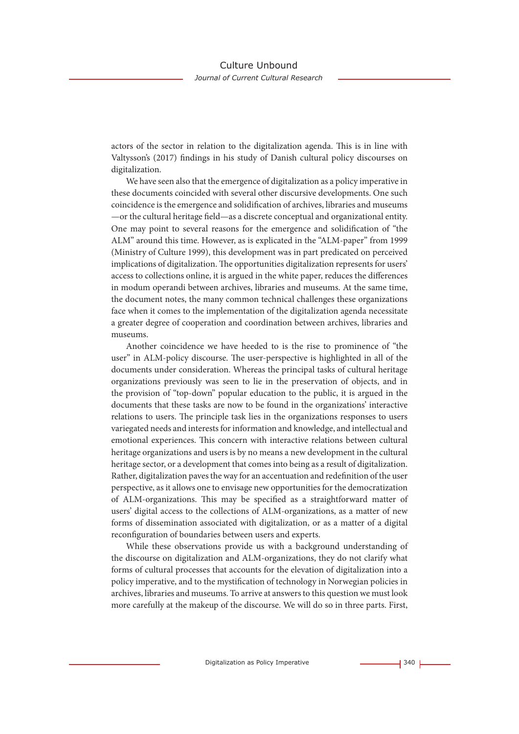actors of the sector in relation to the digitalization agenda. This is in line with Valtysson's (2017) findings in his study of Danish cultural policy discourses on digitalization.

We have seen also that the emergence of digitalization as a policy imperative in these documents coincided with several other discursive developments. One such coincidence is the emergence and solidification of archives, libraries and museums —or the cultural heritage field—as a discrete conceptual and organizational entity. One may point to several reasons for the emergence and solidification of "the ALM" around this time. However, as is explicated in the "ALM-paper" from 1999 (Ministry of Culture 1999), this development was in part predicated on perceived implications of digitalization. The opportunities digitalization represents for users' access to collections online, it is argued in the white paper, reduces the differences in modum operandi between archives, libraries and museums. At the same time, the document notes, the many common technical challenges these organizations face when it comes to the implementation of the digitalization agenda necessitate a greater degree of cooperation and coordination between archives, libraries and museums.

Another coincidence we have heeded to is the rise to prominence of "the user" in ALM-policy discourse. The user-perspective is highlighted in all of the documents under consideration. Whereas the principal tasks of cultural heritage organizations previously was seen to lie in the preservation of objects, and in the provision of "top-down" popular education to the public, it is argued in the documents that these tasks are now to be found in the organizations' interactive relations to users. The principle task lies in the organizations responses to users variegated needs and interests for information and knowledge, and intellectual and emotional experiences. This concern with interactive relations between cultural heritage organizations and users is by no means a new development in the cultural heritage sector, or a development that comes into being as a result of digitalization. Rather, digitalization paves the way for an accentuation and redefinition of the user perspective, as it allows one to envisage new opportunities for the democratization of ALM-organizations. This may be specified as a straightforward matter of users' digital access to the collections of ALM-organizations, as a matter of new forms of dissemination associated with digitalization, or as a matter of a digital reconfiguration of boundaries between users and experts.

While these observations provide us with a background understanding of the discourse on digitalization and ALM-organizations, they do not clarify what forms of cultural processes that accounts for the elevation of digitalization into a policy imperative, and to the mystification of technology in Norwegian policies in archives, libraries and museums. To arrive at answers to this question we must look more carefully at the makeup of the discourse. We will do so in three parts. First,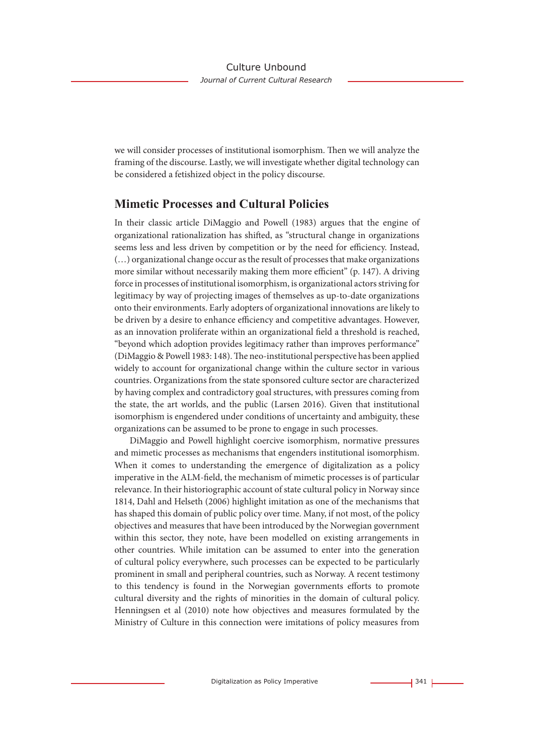we will consider processes of institutional isomorphism. Then we will analyze the framing of the discourse. Lastly, we will investigate whether digital technology can be considered a fetishized object in the policy discourse.

## Mimetic Processes and Cultural Policies

In their classic article DiMaggio and Powell (1983) argues that the engine of organizational rationalization has shifted, as "structural change in organizations seems less and less driven by competition or by the need for efficiency. Instead, (…) organizational change occur as the result of processes that make organizations more similar without necessarily making them more efficient" (p. 147). A driving force in processes of institutional isomorphism, is organizational actors striving for legitimacy by way of projecting images of themselves as up-to-date organizations onto their environments. Early adopters of organizational innovations are likely to be driven by a desire to enhance efficiency and competitive advantages. However, as an innovation proliferate within an organizational field a threshold is reached, "beyond which adoption provides legitimacy rather than improves performance" (DiMaggio & Powell 1983: 148). The neo-institutional perspective has been applied widely to account for organizational change within the culture sector in various countries. Organizations from the state sponsored culture sector are characterized by having complex and contradictory goal structures, with pressures coming from the state, the art worlds, and the public (Larsen 2016). Given that institutional isomorphism is engendered under conditions of uncertainty and ambiguity, these organizations can be assumed to be prone to engage in such processes.

DiMaggio and Powell highlight coercive isomorphism, normative pressures and mimetic processes as mechanisms that engenders institutional isomorphism. When it comes to understanding the emergence of digitalization as a policy imperative in the ALM-field, the mechanism of mimetic processes is of particular relevance. In their historiographic account of state cultural policy in Norway since 1814, Dahl and Helseth (2006) highlight imitation as one of the mechanisms that has shaped this domain of public policy over time. Many, if not most, of the policy objectives and measures that have been introduced by the Norwegian government within this sector, they note, have been modelled on existing arrangements in other countries. While imitation can be assumed to enter into the generation of cultural policy everywhere, such processes can be expected to be particularly prominent in small and peripheral countries, such as Norway. A recent testimony to this tendency is found in the Norwegian governments efforts to promote cultural diversity and the rights of minorities in the domain of cultural policy. Henningsen et al (2010) note how objectives and measures formulated by the Ministry of Culture in this connection were imitations of policy measures from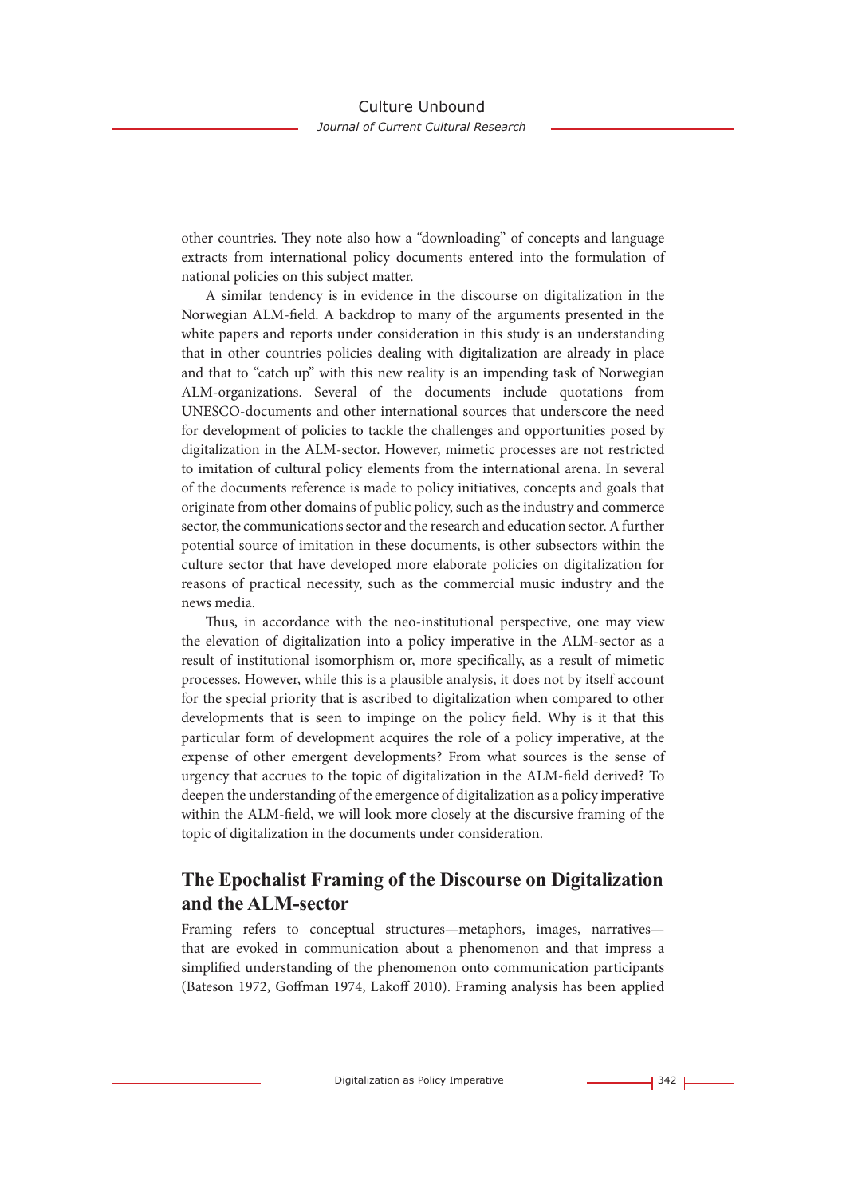other countries. They note also how a "downloading" of concepts and language extracts from international policy documents entered into the formulation of national policies on this subject matter.

A similar tendency is in evidence in the discourse on digitalization in the Norwegian ALM-field. A backdrop to many of the arguments presented in the white papers and reports under consideration in this study is an understanding that in other countries policies dealing with digitalization are already in place and that to "catch up" with this new reality is an impending task of Norwegian ALM-organizations. Several of the documents include quotations from UNESCO-documents and other international sources that underscore the need for development of policies to tackle the challenges and opportunities posed by digitalization in the ALM-sector. However, mimetic processes are not restricted to imitation of cultural policy elements from the international arena. In several of the documents reference is made to policy initiatives, concepts and goals that originate from other domains of public policy, such as the industry and commerce sector, the communications sector and the research and education sector. A further potential source of imitation in these documents, is other subsectors within the culture sector that have developed more elaborate policies on digitalization for reasons of practical necessity, such as the commercial music industry and the news media.

Thus, in accordance with the neo-institutional perspective, one may view the elevation of digitalization into a policy imperative in the ALM-sector as a result of institutional isomorphism or, more specifically, as a result of mimetic processes. However, while this is a plausible analysis, it does not by itself account for the special priority that is ascribed to digitalization when compared to other developments that is seen to impinge on the policy field. Why is it that this particular form of development acquires the role of a policy imperative, at the expense of other emergent developments? From what sources is the sense of urgency that accrues to the topic of digitalization in the ALM-field derived? To deepen the understanding of the emergence of digitalization as a policy imperative within the ALM-field, we will look more closely at the discursive framing of the topic of digitalization in the documents under consideration.

## The Epochalist Framing of the Discourse on Digitalization and the ALM-sector

Framing refers to conceptual structures—metaphors, images, narratives—that are evoked in communication about a phenomenon and that impress a simplified understanding of the phenomenon onto communication participants (Bateson 1972, Goffman 1974, Lakoff 2010). Framing analysis has been applied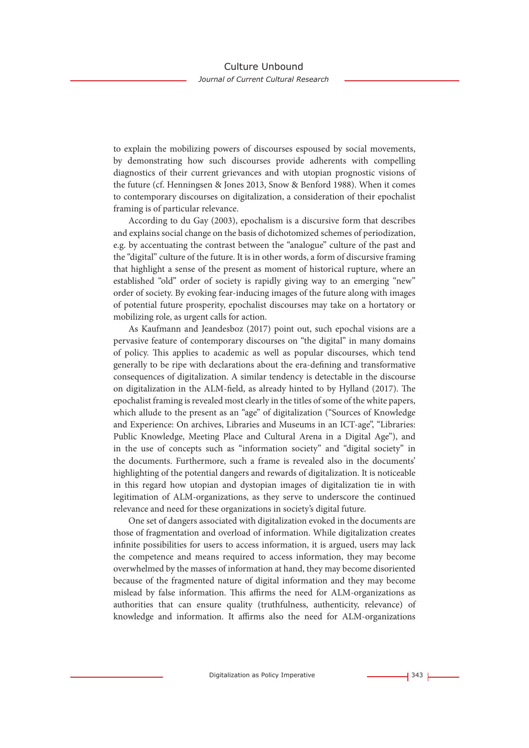to explain the mobilizing powers of discourses espoused by social movements, by demonstrating how such discourses provide adherents with compelling diagnostics of their current grievances and with utopian prognostic visions of the future (cf. Henningsen & Jones 2013, Snow & Benford 1988). When it comes to contemporary discourses on digitalization, a consideration of their epochalist framing is of particular relevance.

According to du Gay (2003), epochalism is a discursive form that describes and explains social change on the basis of dichotomized schemes of periodization, e.g. by accentuating the contrast between the "analogue" culture of the past and the "digital" culture of the future. It is in other words, a form of discursive framing that highlight a sense of the present as moment of historical rupture, where an established "old" order of society is rapidly giving way to an emerging "new" order of society. By evoking fear-inducing images of the future along with images of potential future prosperity, epochalist discourses may take on a hortatory or mobilizing role, as urgent calls for action.

As Kaufmann and Jeandesboz (2017) point out, such epochal visions are a pervasive feature of contemporary discourses on "the digital" in many domains of policy. This applies to academic as well as popular discourses, which tend generally to be ripe with declarations about the era-defining and transformative consequences of digitalization. A similar tendency is detectable in the discourse on digitalization in the ALM-field, as already hinted to by Hylland (2017). The epochalist framing is revealed most clearly in the titles of some of the white papers, which allude to the present as an "age" of digitalization ("Sources of Knowledge and Experience: On archives, Libraries and Museums in an ICT-age", "Libraries: Public Knowledge, Meeting Place and Cultural Arena in a Digital Age"), and in the use of concepts such as "information society" and "digital society" in the documents. Furthermore, such a frame is revealed also in the documents' highlighting of the potential dangers and rewards of digitalization. It is noticeable in this regard how utopian and dystopian images of digitalization tie in with legitimation of ALM-organizations, as they serve to underscore the continued relevance and need for these organizations in society's digital future.

One set of dangers associated with digitalization evoked in the documents are those of fragmentation and overload of information. While digitalization creates infinite possibilities for users to access information, it is argued, users may lack the competence and means required to access information, they may become overwhelmed by the masses of information at hand, they may become disoriented because of the fragmented nature of digital information and they may become mislead by false information. This affirms the need for ALM-organizations as authorities that can ensure quality (truthfulness, authenticity, relevance) of knowledge and information. It affirms also the need for ALM-organizations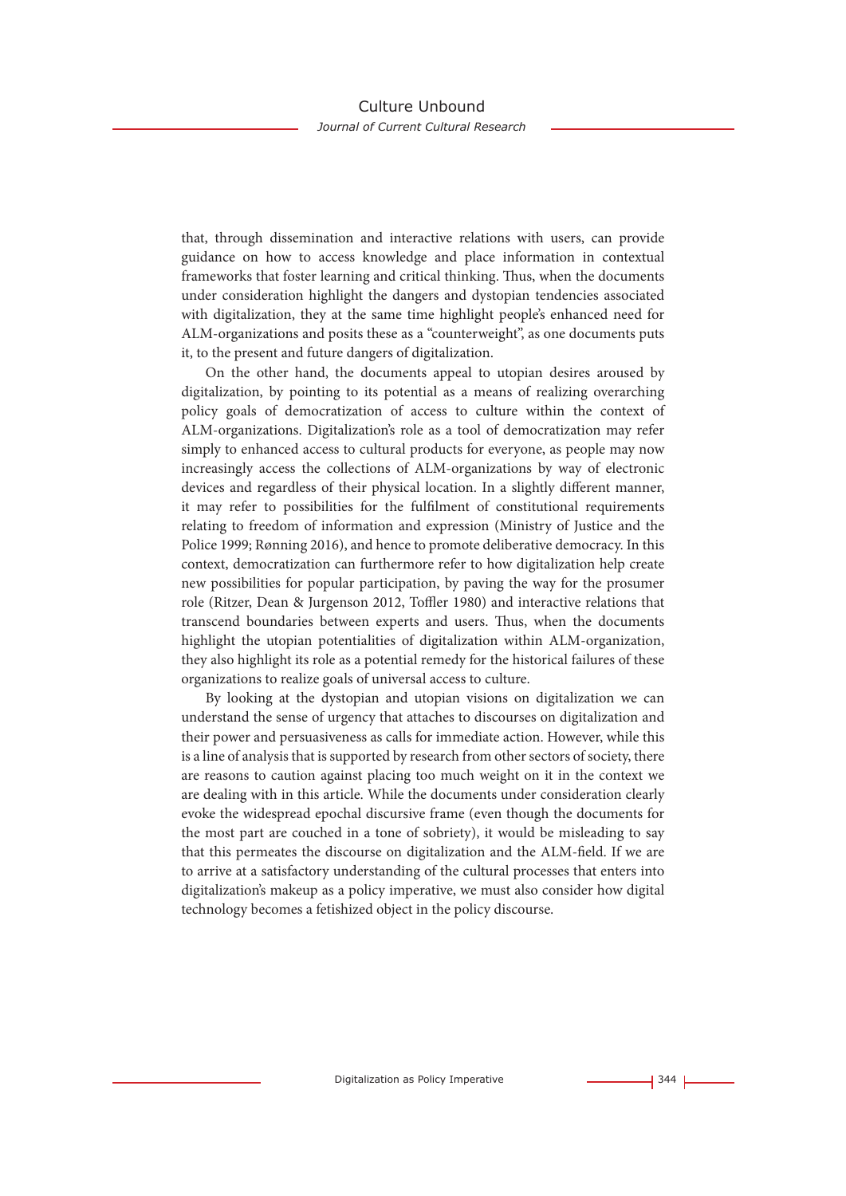that, through dissemination and interactive relations with users, can provide guidance on how to access knowledge and place information in contextual frameworks that foster learning and critical thinking. Thus, when the documents under consideration highlight the dangers and dystopian tendencies associated with digitalization, they at the same time highlight people's enhanced need for ALM-organizations and posits these as a "counterweight", as one documents puts it, to the present and future dangers of digitalization.

On the other hand, the documents appeal to utopian desires aroused by digitalization, by pointing to its potential as a means of realizing overarching policy goals of democratization of access to culture within the context of ALM-organizations. Digitalization's role as a tool of democratization may refer simply to enhanced access to cultural products for everyone, as people may now increasingly access the collections of ALM-organizations by way of electronic devices and regardless of their physical location. In a slightly different manner, it may refer to possibilities for the fulfilment of constitutional requirements relating to freedom of information and expression (Ministry of Justice and the Police 1999; Rønning 2016), and hence to promote deliberative democracy. In this context, democratization can furthermore refer to how digitalization help create new possibilities for popular participation, by paving the way for the prosumer role (Ritzer, Dean & Jurgenson 2012, Toffler 1980) and interactive relations that transcend boundaries between experts and users. Thus, when the documents highlight the utopian potentialities of digitalization within ALM-organization, they also highlight its role as a potential remedy for the historical failures of these organizations to realize goals of universal access to culture.

By looking at the dystopian and utopian visions on digitalization we can understand the sense of urgency that attaches to discourses on digitalization and their power and persuasiveness as calls for immediate action. However, while this is a line of analysis that is supported by research from other sectors of society, there are reasons to caution against placing too much weight on it in the context we are dealing with in this article. While the documents under consideration clearly evoke the widespread epochal discursive frame (even though the documents for the most part are couched in a tone of sobriety), it would be misleading to say that this permeates the discourse on digitalization and the ALM-field. If we are to arrive at a satisfactory understanding of the cultural processes that enters into digitalization's makeup as a policy imperative, we must also consider how digital technology becomes a fetishized object in the policy discourse.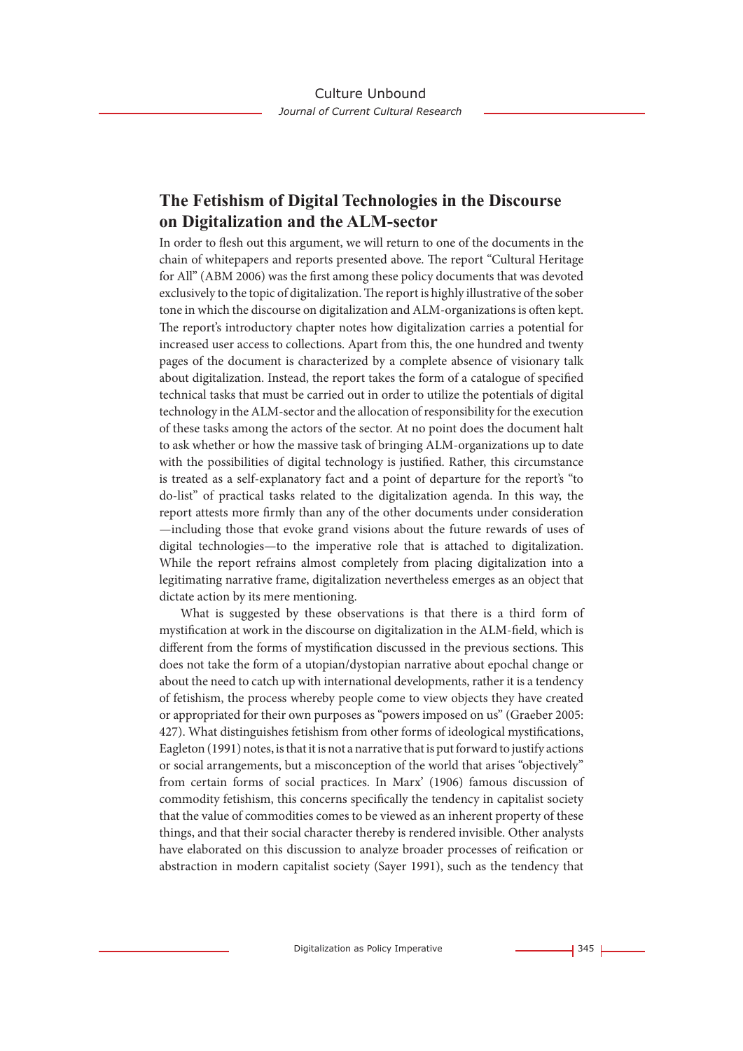## The Fetishism of Digital Technologies in the Discourse on Digitalization and the ALM-sector

In order to flesh out this argument, we will return to one of the documents in the chain of whitepapers and reports presented above. The report "Cultural Heritage for All" (ABM 2006) was the first among these policy documents that was devoted exclusively to the topic of digitalization. The report is highly illustrative of the sober tone in which the discourse on digitalization and ALM-organizations is often kept. The report's introductory chapter notes how digitalization carries a potential for increased user access to collections. Apart from this, the one hundred and twenty pages of the document is characterized by a complete absence of visionary talk about digitalization. Instead, the report takes the form of a catalogue of specified technical tasks that must be carried out in order to utilize the potentials of digital technology in the ALM-sector and the allocation of responsibility for the execution of these tasks among the actors of the sector. At no point does the document halt to ask whether or how the massive task of bringing ALM-organizations up to date with the possibilities of digital technology is justified. Rather, this circumstance is treated as a self-explanatory fact and a point of departure for the report's "to do-list" of practical tasks related to the digitalization agenda. In this way, the report attests more firmly than any of the other documents under consideration —including those that evoke grand visions about the future rewards of uses of digital technologies—to the imperative role that is attached to digitalization. While the report refrains almost completely from placing digitalization into a legitimating narrative frame, digitalization nevertheless emerges as an object that dictate action by its mere mentioning.

What is suggested by these observations is that there is a third form of mystification at work in the discourse on digitalization in the ALM-field, which is different from the forms of mystification discussed in the previous sections. This does not take the form of a utopian/dystopian narrative about epochal change or about the need to catch up with international developments, rather it is a tendency of fetishism, the process whereby people come to view objects they have created or appropriated for their own purposes as "powers imposed on us" (Graeber 2005: 427). What distinguishes fetishism from other forms of ideological mystifications, Eagleton (1991) notes, is that it is not a narrative that is put forward to justify actions or social arrangements, but a misconception of the world that arises "objectively" from certain forms of social practices. In Marx' (1906) famous discussion of commodity fetishism, this concerns specifically the tendency in capitalist society that the value of commodities comes to be viewed as an inherent property of these things, and that their social character thereby is rendered invisible. Other analysts have elaborated on this discussion to analyze broader processes of reification or abstraction in modern capitalist society (Sayer 1991), such as the tendency that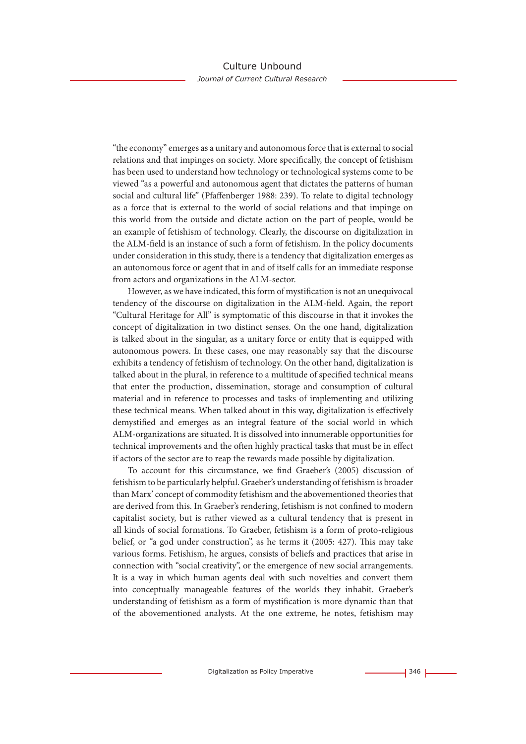"the economy" emerges as a unitary and autonomous force that is external to social relations and that impinges on society. More specifically, the concept of fetishism has been used to understand how technology or technological systems come to be viewed "as a powerful and autonomous agent that dictates the patterns of human social and cultural life" (Pfaffenberger 1988: 239). To relate to digital technology as a force that is external to the world of social relations and that impinge on this world from the outside and dictate action on the part of people, would be an example of fetishism of technology. Clearly, the discourse on digitalization in the ALM-field is an instance of such a form of fetishism. In the policy documents under consideration in this study, there is a tendency that digitalization emerges as an autonomous force or agent that in and of itself calls for an immediate response from actors and organizations in the ALM-sector.

However, as we have indicated, this form of mystification is not an unequivocal tendency of the discourse on digitalization in the ALM-field. Again, the report "Cultural Heritage for All" is symptomatic of this discourse in that it invokes the concept of digitalization in two distinct senses. On the one hand, digitalization is talked about in the singular, as a unitary force or entity that is equipped with autonomous powers. In these cases, one may reasonably say that the discourse exhibits a tendency of fetishism of technology. On the other hand, digitalization is talked about in the plural, in reference to a multitude of specified technical means that enter the production, dissemination, storage and consumption of cultural material and in reference to processes and tasks of implementing and utilizing these technical means. When talked about in this way, digitalization is effectively demystified and emerges as an integral feature of the social world in which ALM-organizations are situated. It is dissolved into innumerable opportunities for technical improvements and the often highly practical tasks that must be in effect if actors of the sector are to reap the rewards made possible by digitalization.

To account for this circumstance, we find Graeber's (2005) discussion of fetishism to be particularly helpful. Graeber's understanding of fetishism is broader than Marx' concept of commodity fetishism and the abovementioned theories that are derived from this. In Graeber's rendering, fetishism is not confined to modern capitalist society, but is rather viewed as a cultural tendency that is present in all kinds of social formations. To Graeber, fetishism is a form of proto-religious belief, or "a god under construction", as he terms it (2005: 427). This may take various forms. Fetishism, he argues, consists of beliefs and practices that arise in connection with "social creativity", or the emergence of new social arrangements. It is a way in which human agents deal with such novelties and convert them into conceptually manageable features of the worlds they inhabit. Graeber's understanding of fetishism as a form of mystification is more dynamic than that of the abovementioned analysts. At the one extreme, he notes, fetishism may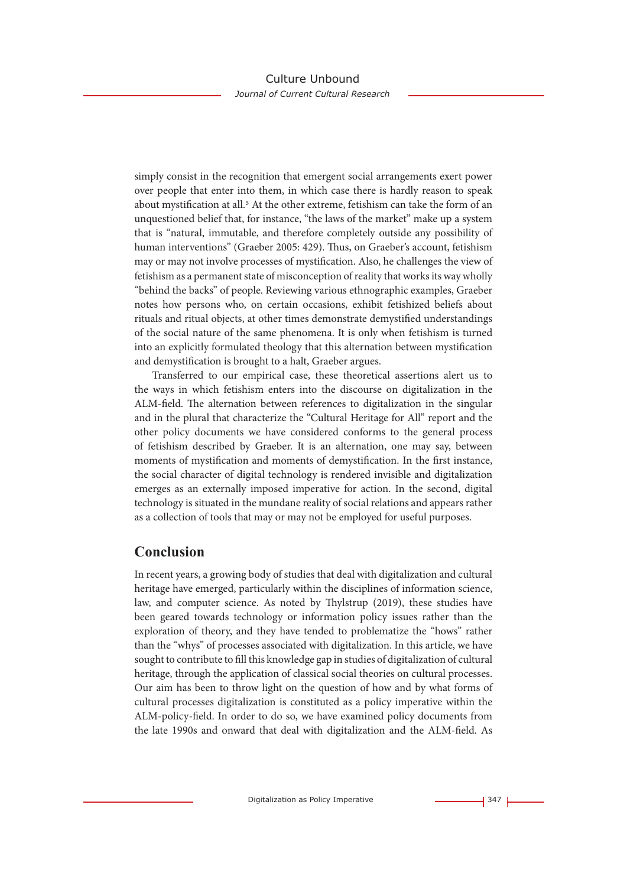simply consist in the recognition that emergent social arrangements exert power over people that enter into them, in which case there is hardly reason to speak about mystification at all.[5] At the other extreme, fetishism can take the form of an unquestioned belief that, for instance, "the laws of the market" make up a system that is "natural, immutable, and therefore completely outside any possibility of human interventions" (Graeber 2005: 429). Thus, on Graeber's account, fetishism may or may not involve processes of mystification. Also, he challenges the view of fetishism as a permanent state of misconception of reality that works its way wholly "behind the backs" of people. Reviewing various ethnographic examples, Graeber notes how persons who, on certain occasions, exhibit fetishized beliefs about rituals and ritual objects, at other times demonstrate demystified understandings of the social nature of the same phenomena. It is only when fetishism is turned into an explicitly formulated theology that this alternation between mystification and demystification is brought to a halt, Graeber argues.

Transferred to our empirical case, these theoretical assertions alert us to the ways in which fetishism enters into the discourse on digitalization in the ALM-field. The alternation between references to digitalization in the singular and in the plural that characterize the "Cultural Heritage for All" report and the other policy documents we have considered conforms to the general process of fetishism described by Graeber. It is an alternation, one may say, between moments of mystification and moments of demystification. In the first instance, the social character of digital technology is rendered invisible and digitalization emerges as an externally imposed imperative for action. In the second, digital technology is situated in the mundane reality of social relations and appears rather as a collection of tools that may or may not be employed for useful purposes.

## Conclusion

In recent years, a growing body of studies that deal with digitalization and cultural heritage have emerged, particularly within the disciplines of information science, law, and computer science. As noted by Thylstrup (2019), these studies have been geared towards technology or information policy issues rather than the exploration of theory, and they have tended to problematize the "hows" rather than the "whys" of processes associated with digitalization. In this article, we have sought to contribute to fill this knowledge gap in studies of digitalization of cultural heritage, through the application of classical social theories on cultural processes. Our aim has been to throw light on the question of how and by what forms of cultural processes digitalization is constituted as a policy imperative within the ALM-policy-field. In order to do so, we have examined policy documents from the late 1990s and onward that deal with digitalization and the ALM-field. As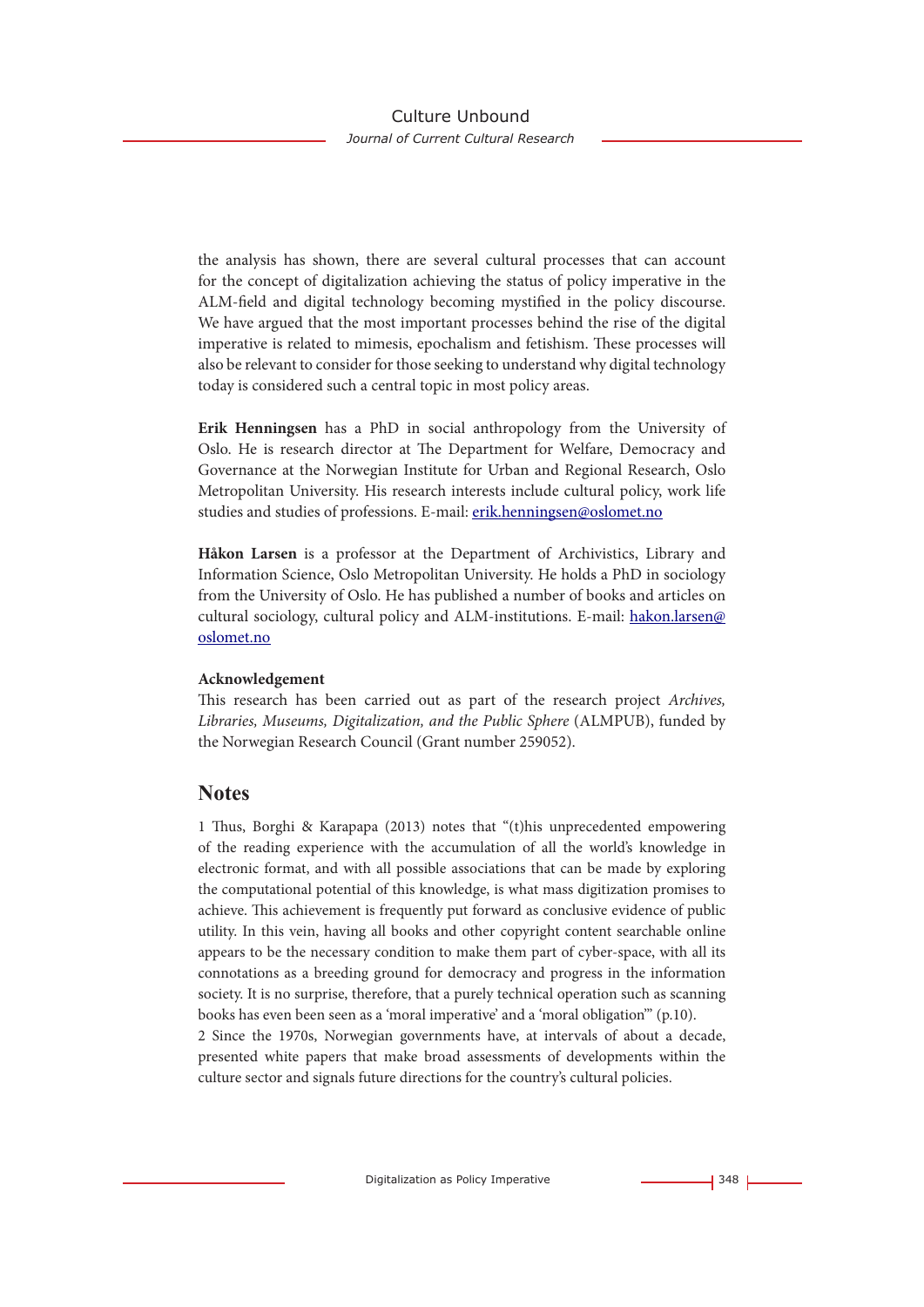the analysis has shown, there are several cultural processes that can account for the concept of digitalization achieving the status of policy imperative in the ALM-field and digital technology becoming mystified in the policy discourse. We have argued that the most important processes behind the rise of the digital imperative is related to mimesis, epochalism and fetishism. These processes will also be relevant to consider for those seeking to understand why digital technology today is considered such a central topic in most policy areas.

**Erik Henningsen** has a PhD in social anthropology from the University of Oslo. He is research director at The Department for Welfare, Democracy and Governance at the Norwegian Institute for Urban and Regional Research, Oslo Metropolitan University. His research interests include cultural policy, work life studies and studies of professions. E-mail: erik.henningsen@oslomet.no

**Håkon Larsen** is a professor at the Department of Archivistics, Library and Information Science, Oslo Metropolitan University. He holds a PhD in sociology from the University of Oslo. He has published a number of books and articles on cultural sociology, cultural policy and ALM-institutions. E-mail: hakon.larsen@oslomet.no

**Acknowledgement**

This research has been carried out as part of the research project *Archives, Libraries, Museums, Digitalization, and the Public Sphere* (ALMPUB), funded by the Norwegian Research Council (Grant number 259052).

## Notes

1 Thus, Borghi & Karapapa (2013) notes that "(t)his unprecedented empowering of the reading experience with the accumulation of all the world's knowledge in electronic format, and with all possible associations that can be made by exploring the computational potential of this knowledge, is what mass digitization promises to achieve. This achievement is frequently put forward as conclusive evidence of public utility. In this vein, having all books and other copyright content searchable online appears to be the necessary condition to make them part of cyber-space, with all its connotations as a breeding ground for democracy and progress in the information society. It is no surprise, therefore, that a purely technical operation such as scanning books has even been seen as a 'moral imperative' and a 'moral obligation'" (p.10).

2 Since the 1970s, Norwegian governments have, at intervals of about a decade, presented white papers that make broad assessments of developments within the culture sector and signals future directions for the country's cultural policies.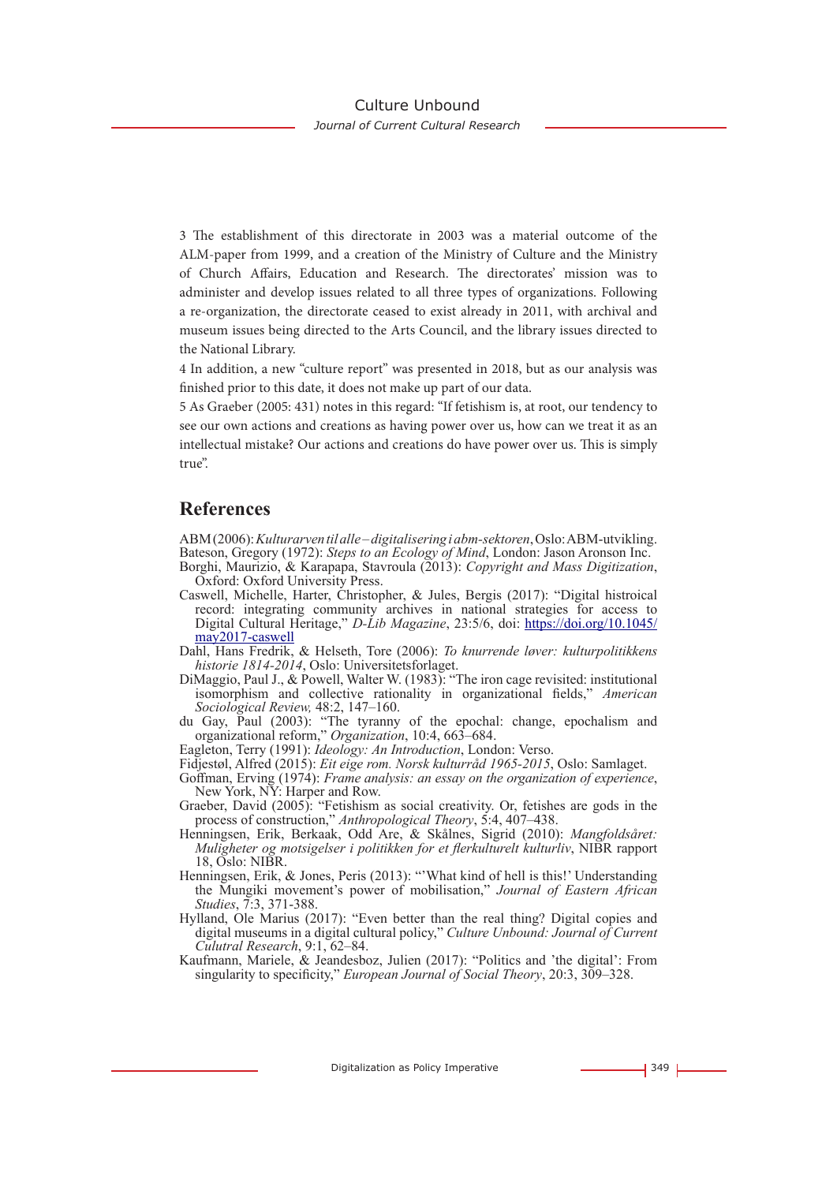3 The establishment of this directorate in 2003 was a material outcome of the ALM-paper from 1999, and a creation of the Ministry of Culture and the Ministry of Church Affairs, Education and Research. The directorates' mission was to administer and develop issues related to all three types of organizations. Following a re-organization, the directorate ceased to exist already in 2011, with archival and museum issues being directed to the Arts Council, and the library issues directed to the National Library.

4 In addition, a new "culture report" was presented in 2018, but as our analysis was finished prior to this date, it does not make up part of our data.

5 As Graeber (2005: 431) notes in this regard: "If fetishism is, at root, our tendency to see our own actions and creations as having power over us, how can we treat it as an intellectual mistake? Our actions and creations do have power over us. This is simply true".

## References

ABM (2006): *Kulturarven til alle – digitalisering i abm-sektoren*, Oslo: ABM-utvikling.

Bateson, Gregory (1972): *Steps to an Ecology of Mind*, London: Jason Aronson Inc.

Borghi, Maurizio, & Karapapa, Stavroula (2013): *Copyright and Mass Digitization*, Oxford: Oxford University Press.

Caswell, Michelle, Harter, Christopher, & Jules, Bergis (2017): "Digital histroical record: integrating community archives in national strategies for access to Digital Cultural Heritage," *D-Lib Magazine*, 23:5/6, doi: https://doi.org/10.1045/may2017-caswell

Dahl, Hans Fredrik, & Helseth, Tore (2006): *To knurrende løver: kulturpolitikkens historie 1814-2014*, Oslo: Universitetsforlaget.

DiMaggio, Paul J., & Powell, Walter W. (1983): "The iron cage revisited: institutional isomorphism and collective rationality in organizational fields," *American Sociological Review,* 48:2, 147–160.

du Gay, Paul (2003): "The tyranny of the epochal: change, epochalism and organizational reform," *Organization*, 10:4, 663–684.

Eagleton, Terry (1991): *Ideology: An Introduction*, London: Verso.

Fidjestøl, Alfred (2015): *Eit eige rom. Norsk kulturråd 1965-2015*, Oslo: Samlaget.

Goffman, Erving (1974): *Frame analysis: an essay on the organization of experience*, New York, NY: Harper and Row.

Graeber, David (2005): "Fetishism as social creativity. Or, fetishes are gods in the process of construction," *Anthropological Theory*, 5:4, 407–438.

Henningsen, Erik, Berkaak, Odd Are, & Skålnes, Sigrid (2010): *Mangfoldsåret: Muligheter og motsigelser i politikken for et flerkulturelt kulturliv*, NIBR rapport 18, Oslo: NIBR.

Henningsen, Erik, & Jones, Peris (2013): "'What kind of hell is this!' Understanding the Mungiki movement's power of mobilisation," *Journal of Eastern African Studies*, 7:3, 371-388.

Hylland, Ole Marius (2017): "Even better than the real thing? Digital copies and digital museums in a digital cultural policy," *Culture Unbound: Journal of Current Cultral Research*, 9:1, 62–84.

Kaufmann, Mariele, & Jeandesboz, Julien (2017): "Politics and 'the digital': From singularity to specificity," *European Journal of Social Theory*, 20:3, 309–328.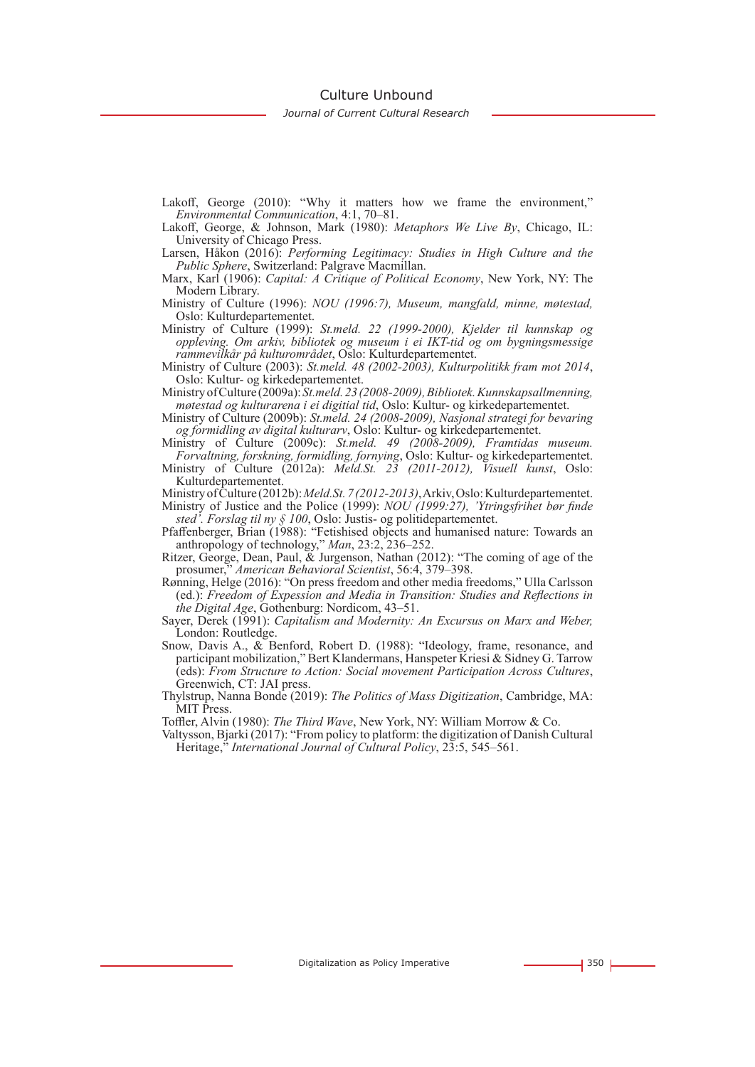Lakoff, George (2010): "Why it matters how we frame the environment," *Environmental Communication*, 4:1, 70–81.

Lakoff, George, & Johnson, Mark (1980): *Metaphors We Live By*, Chicago, IL: University of Chicago Press.

Larsen, Håkon (2016): *Performing Legitimacy: Studies in High Culture and the Public Sphere*, Switzerland: Palgrave Macmillan.

Marx, Karl (1906): *Capital: A Critique of Political Economy*, New York, NY: The Modern Library.

Ministry of Culture (1996): *NOU (1996:7), Museum, mangfald, minne, møtestad,* Oslo: Kulturdepartementet.

Ministry of Culture (1999): *St.meld. 22 (1999-2000), Kjelder til kunnskap og oppleving. Om arkiv, bibliotek og museum i ei IKT-tid og om bygningsmessige rammevilkår på kulturområdet*, Oslo: Kulturdepartementet.

Ministry of Culture (2003): *St.meld. 48 (2002-2003), Kulturpolitikk fram mot 2014*, Oslo: Kultur- og kirkedepartementet.

Ministry of Culture (2009a): *St.meld. 23 (2008-2009), Bibliotek. Kunnskapsallmenning, møtestad og kulturarena i ei digitial tid*, Oslo: Kultur- og kirkedepartementet.

Ministry of Culture (2009b): *St.meld. 24 (2008-2009), Nasjonal strategi for bevaring og formidling av digital kulturarv*, Oslo: Kultur- og kirkedepartementet.

Ministry of Culture (2009c): *St.meld. 49 (2008-2009), Framtidas museum. Forvaltning, forskning, formidling, fornying*, Oslo: Kultur- og kirkedepartementet.

Ministry of Culture (2012a): *Meld.St. 23 (2011-2012), Visuell kunst*, Oslo: Kulturdepartementet.

Ministry of Culture (2012b): *Meld.St. 7 (2012-2013)*, Arkiv, Oslo: Kulturdepartementet.

Ministry of Justice and the Police (1999): *NOU (1999:27), 'Ytringsfrihet bør finde sted'. Forslag til ny § 100*, Oslo: Justis- og politidepartementet.

Pfaffenberger, Brian (1988): "Fetishised objects and humanised nature: Towards an anthropology of technology," *Man*, 23:2, 236–252.

Ritzer, George, Dean, Paul, & Jurgenson, Nathan (2012): "The coming of age of the prosumer," *American Behavioral Scientist*, 56:4, 379–398.

Rønning, Helge (2016): "On press freedom and other media freedoms," Ulla Carlsson (ed.): *Freedom of Expession and Media in Transition: Studies and Reflections in the Digital Age*, Gothenburg: Nordicom, 43–51.

Sayer, Derek (1991): *Capitalism and Modernity: An Excursus on Marx and Weber,* London: Routledge.

Snow, Davis A., & Benford, Robert D. (1988): "Ideology, frame, resonance, and participant mobilization," Bert Klandermans, Hanspeter Kriesi & Sidney G. Tarrow (eds): *From Structure to Action: Social movement Participation Across Cultures*, Greenwich, CT: JAI press.

Thylstrup, Nanna Bonde (2019): *The Politics of Mass Digitization*, Cambridge, MA: MIT Press.

Toffler, Alvin (1980): *The Third Wave*, New York, NY: William Morrow & Co.

Valtysson, Bjarki (2017): "From policy to platform: the digitization of Danish Cultural Heritage," *International Journal of Cultural Policy*, 23:5, 545–561.